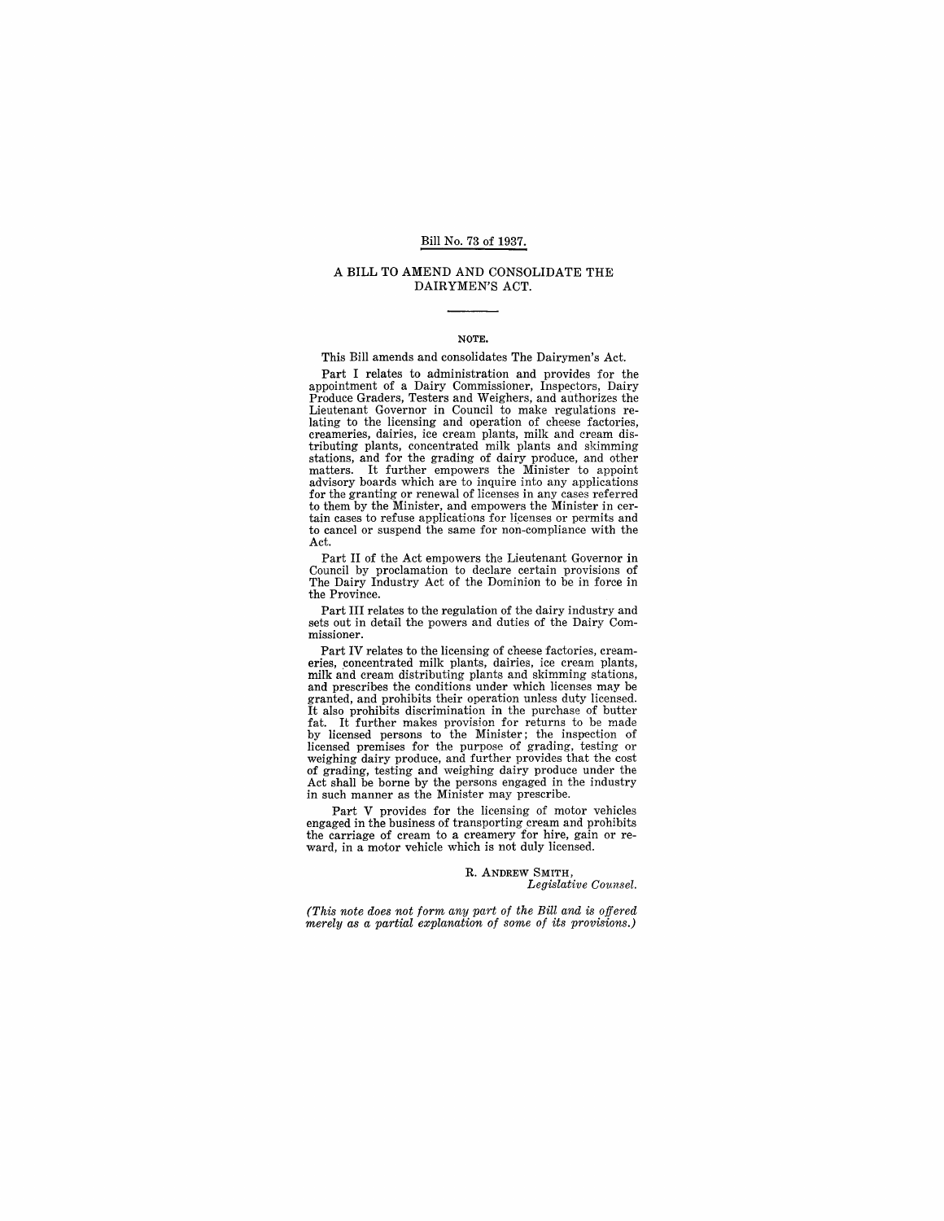Bill No. 73 of 1937.

# A BILL TO AMEND AND CONSOLIDATE THE DAIRYMEN'S ACT.

## NOTE.

This Bill amends and consolidates The Dairymen's Act.

Part I relates to administration and provides for the appointment of a Dairy Commissioner, Inspectors, Dairy Produce Graders, Testers and Weighers, and authorizes the Lieutenant Governor in Council to make regulations relating to the licensing and operation of cheese factories, creameries, dairies, ice cream plants, milk and cream distributing plants, concentrated milk plants and skimming stations, and for the grading of dairy produce, and other matters. It further empowers the Minister to appoint advisory boards which are to inquire into any applications for the granting or renewal of licenses in any cases referred to them by the Minister, and empowers the Minister in certain cases to refuse applications for licenses or permits and to cancel or suspend the same for non-compliance with the Act.

Part II of the Act empowers the Lieutenant Governor in Council by proclamation to declare certain provisions of The Dairy Industry Act of the Dominion to be in force in the Province.

Part III relates to the regulation of the dairy industry and sets out in detail the powers and duties of the Dairy Commissioner.

Part IV relates to the licensing of cheese factories, creameries, concentrated milk plants, dairies, ice cream plants, milk and cream distributing plants and skimming stations, and prescribes the conditions under which licenses may be granted, and prohibits their operation unless duty licensed. It also prohibits discrimination in the purchase of butter fat. It further makes provision for returns to be made by licensed persons to the Minister; the inspection of licensed premises for the purpose of grading, testing or weighing dairy produce, and further provides that the cost of grading, testing and weighing dairy produce under the Act shall be borne by the persons engaged in the industry in such manner as the Minister may prescribe.

Part V provides for the licensing of motor vehicles engaged in the business of transporting cream and prohibits the carriage of cream to a creamery for hire, gain or reward, in a motor vehicle which is not duly licensed.

R. ANDREW SMITH,
*Legislative Counsel.*

*(This note does not form any part of the Bill and is offered merely as a partial explanation of some of its provisions.)*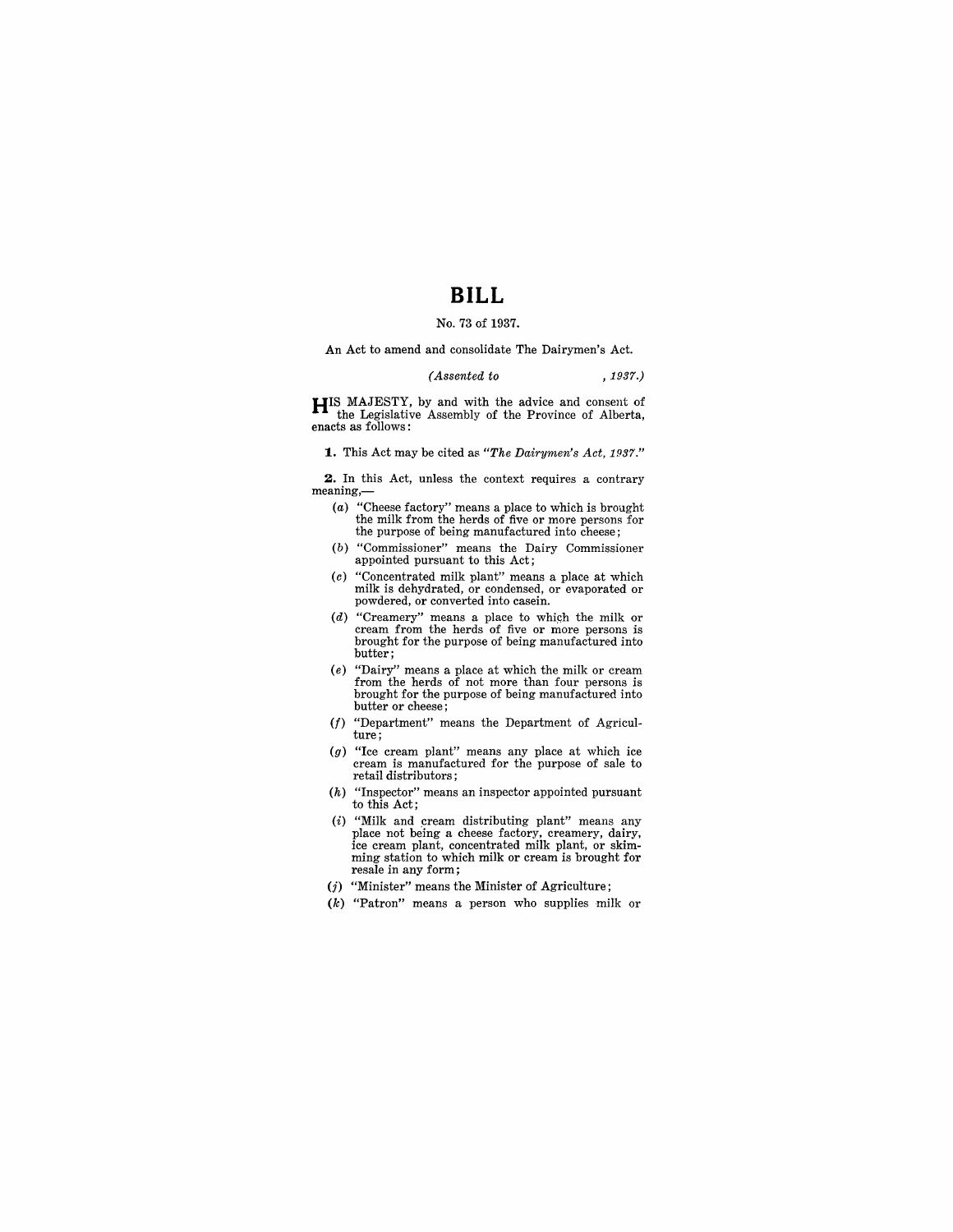# BILL

No. 73 of 1937.

An Act to amend and consolidate The Dairymen's Act.

*(Assented to , 1937.)*

HIS MAJESTY, by and with the advice and consent of the Legislative Assembly of the Province of Alberta, enacts as follows:

**1.** This Act may be cited as *"The Dairymen's Act, 1937."*

**2.** In this Act, unless the context requires a contrary meaning,—

(*a*) "Cheese factory" means a place to which is brought the milk from the herds of five or more persons for the purpose of being manufactured into cheese;

(*b*) "Commissioner" means the Dairy Commissioner appointed pursuant to this Act;

(*c*) "Concentrated milk plant" means a place at which milk is dehydrated, or condensed, or evaporated or powdered, or converted into casein.

(*d*) "Creamery" means a place to which the milk or cream from the herds of five or more persons is brought for the purpose of being manufactured into butter;

(*e*) "Dairy" means a place at which the milk or cream from the herds of not more than four persons is brought for the purpose of being manufactured into butter or cheese;

(*f*) "Department" means the Department of Agriculture;

(*g*) "Ice cream plant" means any place at which ice cream is manufactured for the purpose of sale to retail distributors;

(*h*) "Inspector" means an inspector appointed pursuant to this Act;

(*i*) "Milk and cream distributing plant" means any place not being a cheese factory, creamery, dairy, ice cream plant, concentrated milk plant, or skimming station to which milk or cream is brought for resale in any form;

(*j*) "Minister" means the Minister of Agriculture;

(*k*) "Patron" means a person who supplies milk or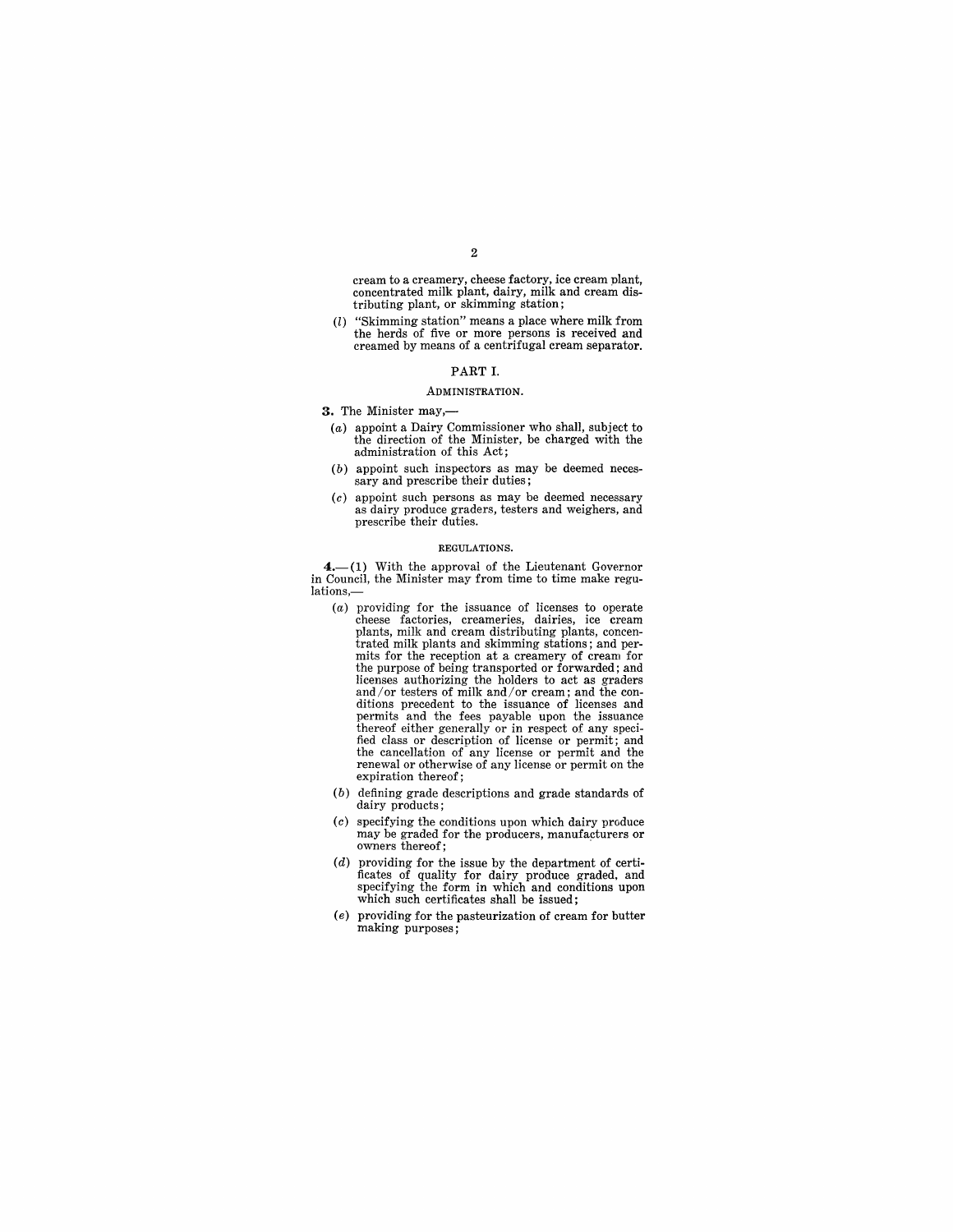cream to a creamery, cheese factory, ice cream plant, concentrated milk plant, dairy, milk and cream distributing plant, or skimming station;

(*l*) "Skimming station" means a place where milk from the herds of five or more persons is received and creamed by means of a centrifugal cream separator.

## PART I.

### ADMINISTRATION.

**3.** The Minister may,—

(*a*) appoint a Dairy Commissioner who shall, subject to the direction of the Minister, be charged with the administration of this Act;

(*b*) appoint such inspectors as may be deemed necessary and prescribe their duties;

(*c*) appoint such persons as may be deemed necessary as dairy produce graders, testers and weighers, and prescribe their duties.

### REGULATIONS.

**4.**—(1) With the approval of the Lieutenant Governor in Council, the Minister may from time to time make regulations,—

(*a*) providing for the issuance of licenses to operate cheese factories, creameries, dairies, ice cream plants, milk and cream distributing plants, concentrated milk plants and skimming stations; and permits for the reception at a creamery of cream for the purpose of being transported or forwarded; and licenses authorizing the holders to act as graders and/or testers of milk and/or cream; and the conditions precedent to the issuance of licenses and permits and the fees payable upon the issuance thereof either generally or in respect of any specified class or description of license or permit; and the cancellation of any license or permit and the renewal or otherwise of any license or permit on the expiration thereof;

(*b*) defining grade descriptions and grade standards of dairy products;

(*c*) specifying the conditions upon which dairy produce may be graded for the producers, manufacturers or owners thereof;

(*d*) providing for the issue by the department of certificates of quality for dairy produce graded, and specifying the form in which and conditions upon which such certificates shall be issued;

(*e*) providing for the pasteurization of cream for butter making purposes;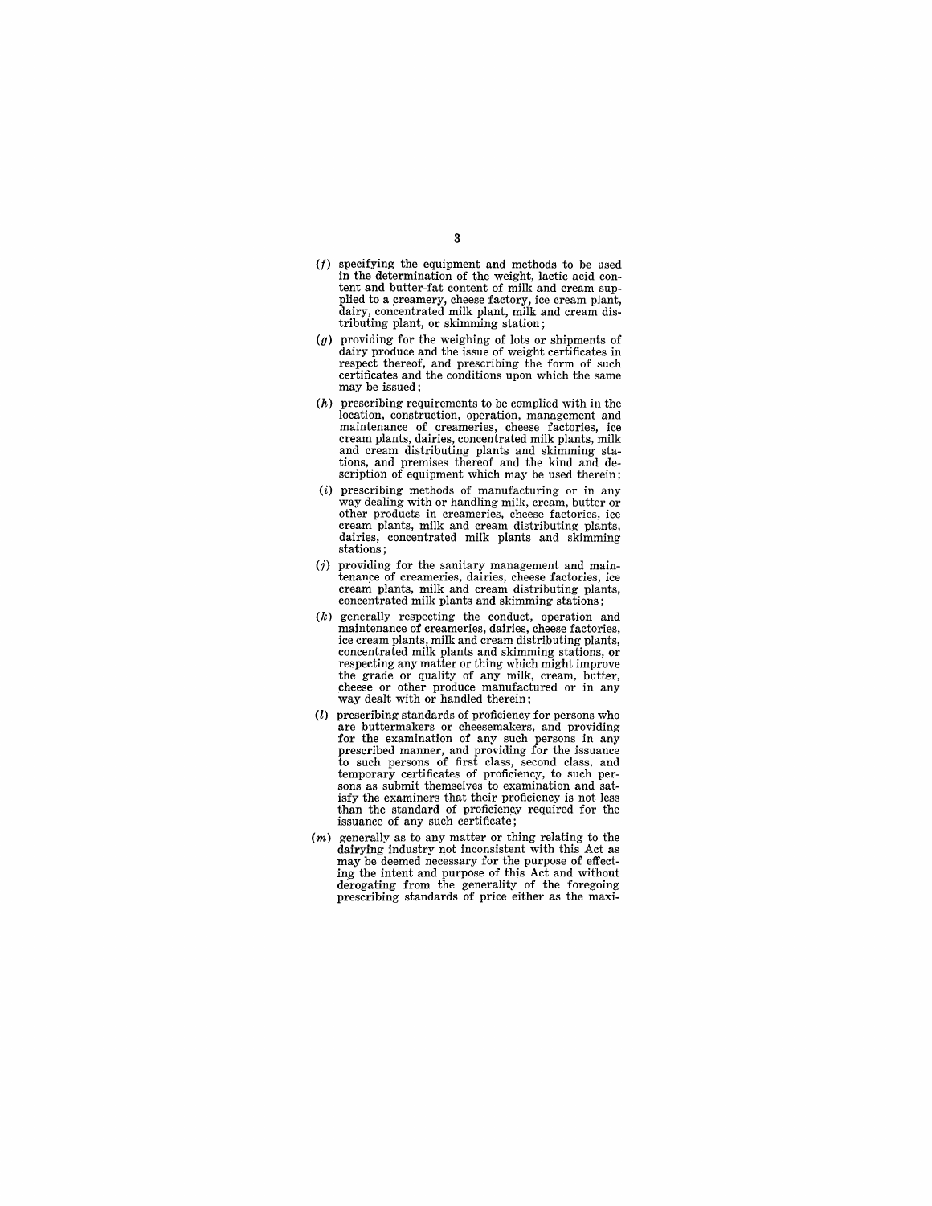(*f*) specifying the equipment and methods to be used in the determination of the weight, lactic acid content and butter-fat content of milk and cream supplied to a creamery, cheese factory, ice cream plant, dairy, concentrated milk plant, milk and cream distributing plant, or skimming station;

(*g*) providing for the weighing of lots or shipments of dairy produce and the issue of weight certificates in respect thereof, and prescribing the form of such certificates and the conditions upon which the same may be issued;

(*h*) prescribing requirements to be complied with in the location, construction, operation, management and maintenance of creameries, cheese factories, ice cream plants, dairies, concentrated milk plants, milk and cream distributing plants and skimming stations, and premises thereof and the kind and description of equipment which may be used therein;

(*i*) prescribing methods of manufacturing or in any way dealing with or handling milk, cream, butter or other products in creameries, cheese factories, ice cream plants, milk and cream distributing plants, dairies, concentrated milk plants and skimming stations;

(*j*) providing for the sanitary management and maintenance of creameries, dairies, cheese factories, ice cream plants, milk and cream distributing plants, concentrated milk plants and skimming stations;

(*k*) generally respecting the conduct, operation and maintenance of creameries, dairies, cheese factories, ice cream plants, milk and cream distributing plants, concentrated milk plants and skimming stations, or respecting any matter or thing which might improve the grade or quality of any milk, cream, butter, cheese or other produce manufactured or in any way dealt with or handled therein;

(*l*) prescribing standards of proficiency for persons who are buttermakers or cheesemakers, and providing for the examination of any such persons in any prescribed manner, and providing for the issuance to such persons of first class, second class, and temporary certificates of proficiency, to such persons as submit themselves to examination and satisfy the examiners that their proficiency is not less than the standard of proficiency required for the issuance of any such certificate;

(*m*) generally as to any matter or thing relating to the dairying industry not inconsistent with this Act as may be deemed necessary for the purpose of effecting the intent and purpose of this Act and without derogating from the generality of the foregoing prescribing standards of price either as the maxi-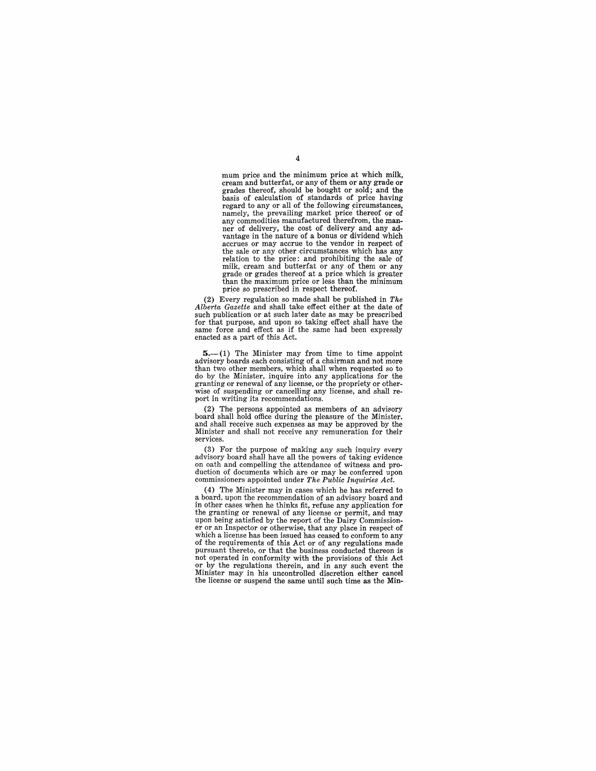mum price and the minimum price at which milk, cream and butterfat, or any of them or any grade or grades thereof, should be bought or sold; and the basis of calculation of standards of price having regard to any or all of the following circumstances, namely, the prevailing market price thereof or of any commodities manufactured therefrom, the manner of delivery, the cost of delivery and any advantage in the nature of a bonus or dividend which accrues or may accrue to the vendor in respect of the sale or any other circumstances which has any relation to the price: and prohibiting the sale of milk, cream and butterfat or any of them or any grade or grades thereof at a price which is greater than the maximum price or less than the minimum price so prescribed in respect thereof.

(2) Every regulation so made shall be published in *The Alberta Gazette* and shall take effect either at the date of such publication or at such later date as may be prescribed for that purpose, and upon so taking effect shall have the same force and effect as if the same had been expressly enacted as a part of this Act.

**5.**—(1) The Minister may from time to time appoint advisory boards each consisting of a chairman and not more than two other members, which shall when requested so to do by the Minister, inquire into any applications for the granting or renewal of any license, or the propriety or otherwise of suspending or cancelling any license, and shall report in writing its recommendations.

(2) The persons appointed as members of an advisory board shall hold office during the pleasure of the Minister, and shall receive such expenses as may be approved by the Minister and shall not receive any remuneration for their services.

(3) For the purpose of making any such inquiry every advisory board shall have all the powers of taking evidence on oath and compelling the attendance of witness and production of documents which are or may be conferred upon commissioners appointed under *The Public Inquiries Act*.

(4) The Minister may in cases which he has referred to a board, upon the recommendation of an advisory board and in other cases when he thinks fit, refuse any application for the granting or renewal of any license or permit, and may upon being satisfied by the report of the Dairy Commissioner or an Inspector or otherwise, that any place in respect of which a license has been issued has ceased to conform to any of the requirements of this Act or of any regulations made pursuant thereto, or that the business conducted thereon is not operated in conformity with the provisions of this Act or by the regulations therein, and in any such event the Minister may in his uncontrolled discretion either cancel the license or suspend the same until such time as the Min-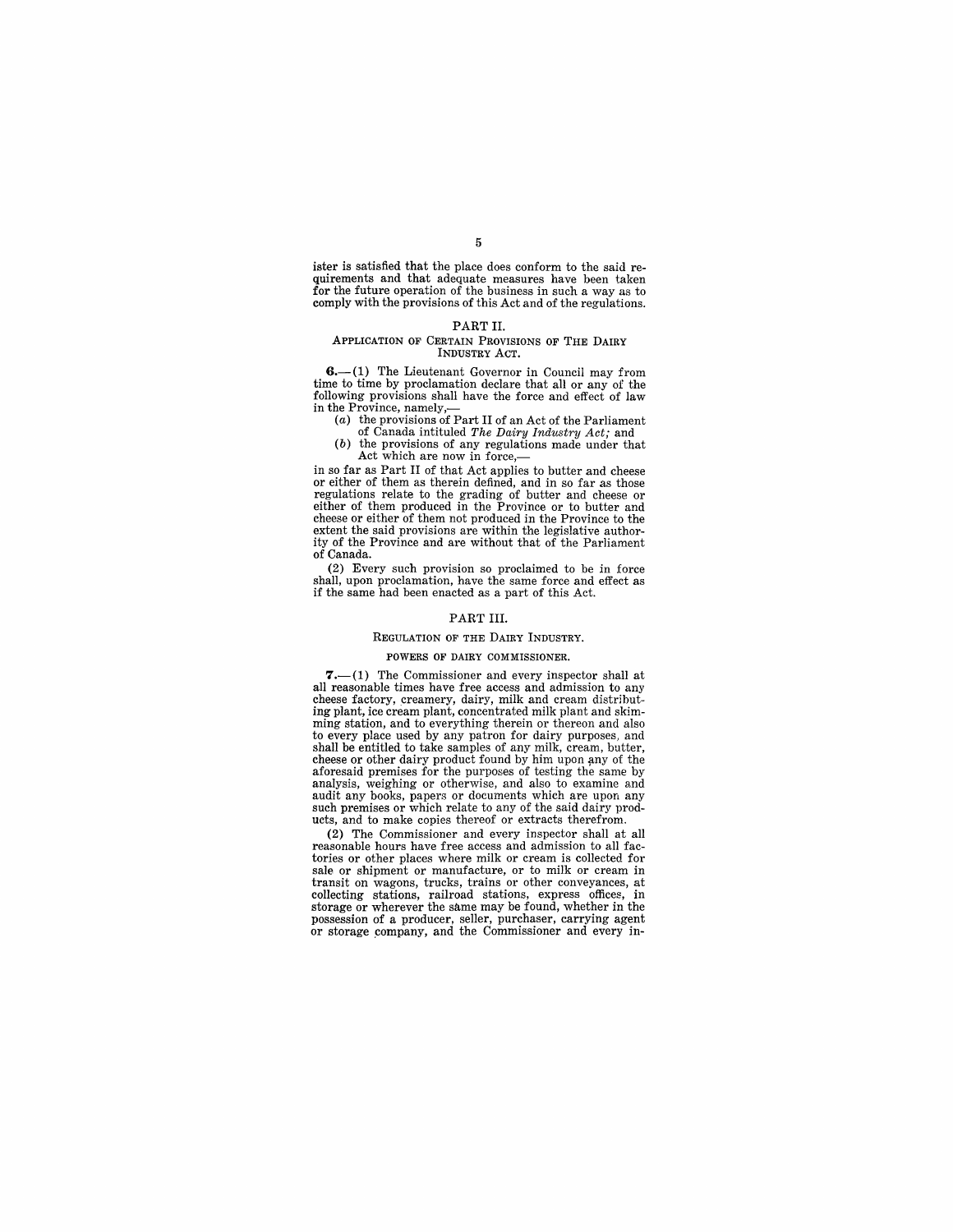ister is satisfied that the place does conform to the said requirements and that adequate measures have been taken for the future operation of the business in such a way as to comply with the provisions of this Act and of the regulations.

## PART II.

### APPLICATION OF CERTAIN PROVISIONS OF THE DAIRY INDUSTRY ACT.

**6.**—(1) The Lieutenant Governor in Council may from time to time by proclamation declare that all or any of the following provisions shall have the force and effect of law in the Province, namely,—

(*a*) the provisions of Part II of an Act of the Parliament of Canada intituled *The Dairy Industry Act;* and

(*b*) the provisions of any regulations made under that Act which are now in force,—

in so far as Part II of that Act applies to butter and cheese or either of them as therein defined, and in so far as those regulations relate to the grading of butter and cheese or either of them produced in the Province or to butter and cheese or either of them not produced in the Province to the extent the said provisions are within the legislative authority of the Province and are without that of the Parliament of Canada.

(2) Every such provision so proclaimed to be in force shall, upon proclamation, have the same force and effect as if the same had been enacted as a part of this Act.

## PART III.

### REGULATION OF THE DAIRY INDUSTRY.

#### POWERS OF DAIRY COMMISSIONER.

**7.**—(1) The Commissioner and every inspector shall at all reasonable times have free access and admission to any cheese factory, creamery, dairy, milk and cream distributing plant, ice cream plant, concentrated milk plant and skimming station, and to everything therein or thereon and also to every place used by any patron for dairy purposes, and shall be entitled to take samples of any milk, cream, butter, cheese or other dairy product found by him upon any of the aforesaid premises for the purposes of testing the same by analysis, weighing or otherwise, and also to examine and audit any books, papers or documents which are upon any such premises or which relate to any of the said dairy products, and to make copies thereof or extracts therefrom.

(2) The Commissioner and every inspector shall at all reasonable hours have free access and admission to all factories or other places where milk or cream is collected for sale or shipment or manufacture, or to milk or cream in transit on wagons, trucks, trains or other conveyances, at collecting stations, railroad stations, express offices, in storage or wherever the same may be found, whether in the possession of a producer, seller, purchaser, carrying agent or storage company, and the Commissioner and every in-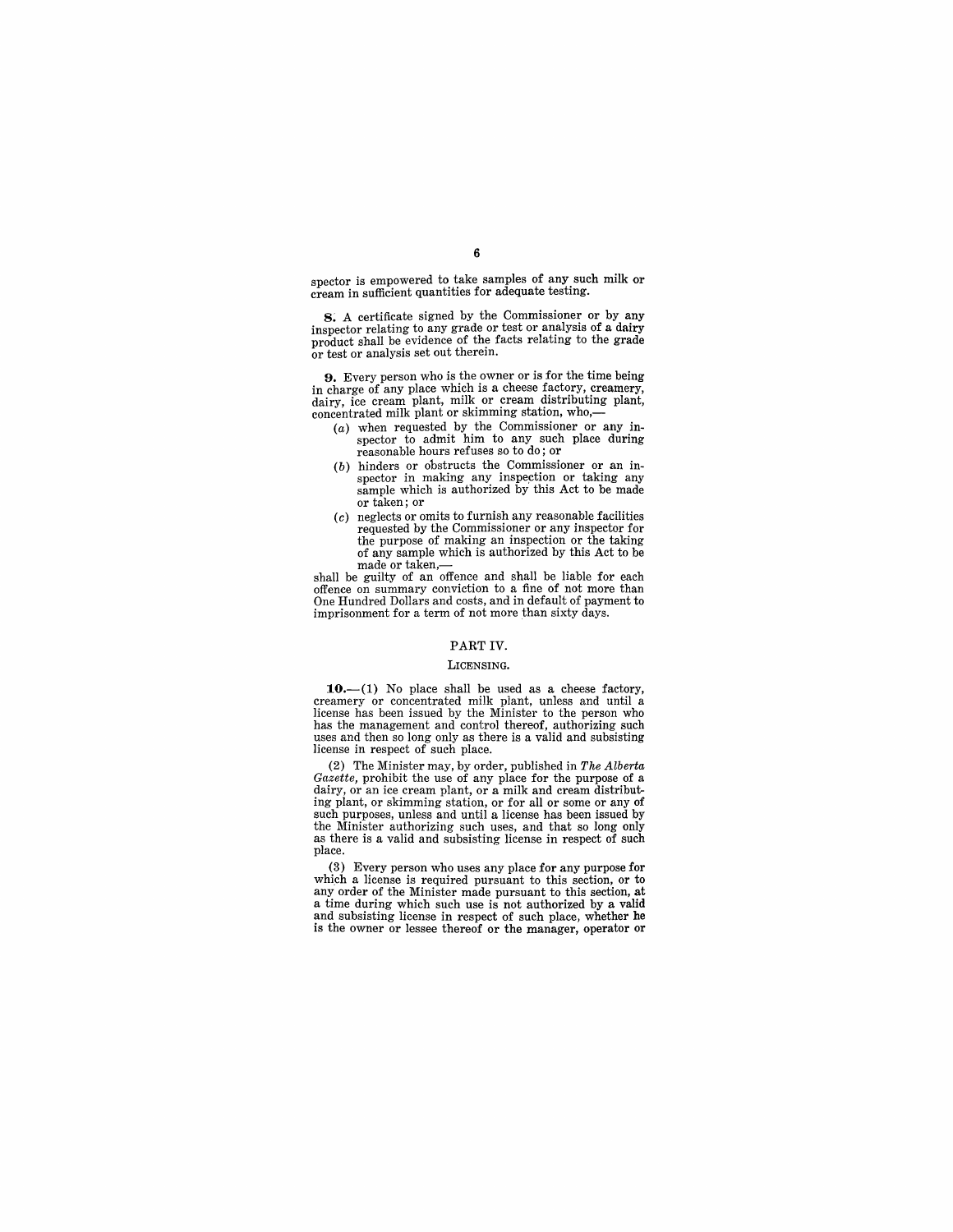spector is empowered to take samples of any such milk or cream in sufficient quantities for adequate testing.

**8.** A certificate signed by the Commissioner or by any inspector relating to any grade or test or analysis of a dairy product shall be evidence of the facts relating to the grade or test or analysis set out therein.

**9.** Every person who is the owner or is for the time being in charge of any place which is a cheese factory, creamery, dairy, ice cream plant, milk or cream distributing plant, concentrated milk plant or skimming station, who,—

- (*a*) when requested by the Commissioner or any inspector to admit him to any such place during reasonable hours refuses so to do; or
- (*b*) hinders or obstructs the Commissioner or an inspector in making any inspection or taking any sample which is authorized by this Act to be made or taken; or
- (*c*) neglects or omits to furnish any reasonable facilities requested by the Commissioner or any inspector for the purpose of making an inspection or the taking of any sample which is authorized by this Act to be made or taken,—

shall be guilty of an offence and shall be liable for each offence on summary conviction to a fine of not more than One Hundred Dollars and costs, and in default of payment to imprisonment for a term of not more than sixty days.

## PART IV.

### LICENSING.

**10.**—(1) No place shall be used as a cheese factory, creamery or concentrated milk plant, unless and until a license has been issued by the Minister to the person who has the management and control thereof, authorizing such uses and then so long only as there is a valid and subsisting license in respect of such place.

(2) The Minister may, by order, published in *The Alberta Gazette*, prohibit the use of any place for the purpose of a dairy, or an ice cream plant, or a milk and cream distributing plant, or skimming station, or for all or some or any of such purposes, unless and until a license has been issued by the Minister authorizing such uses, and that so long only as there is a valid and subsisting license in respect of such place.

(3) Every person who uses any place for any purpose for which a license is required pursuant to this section, or to any order of the Minister made pursuant to this section, at a time during which such use is not authorized by a valid and subsisting license in respect of such place, whether he is the owner or lessee thereof or the manager, operator or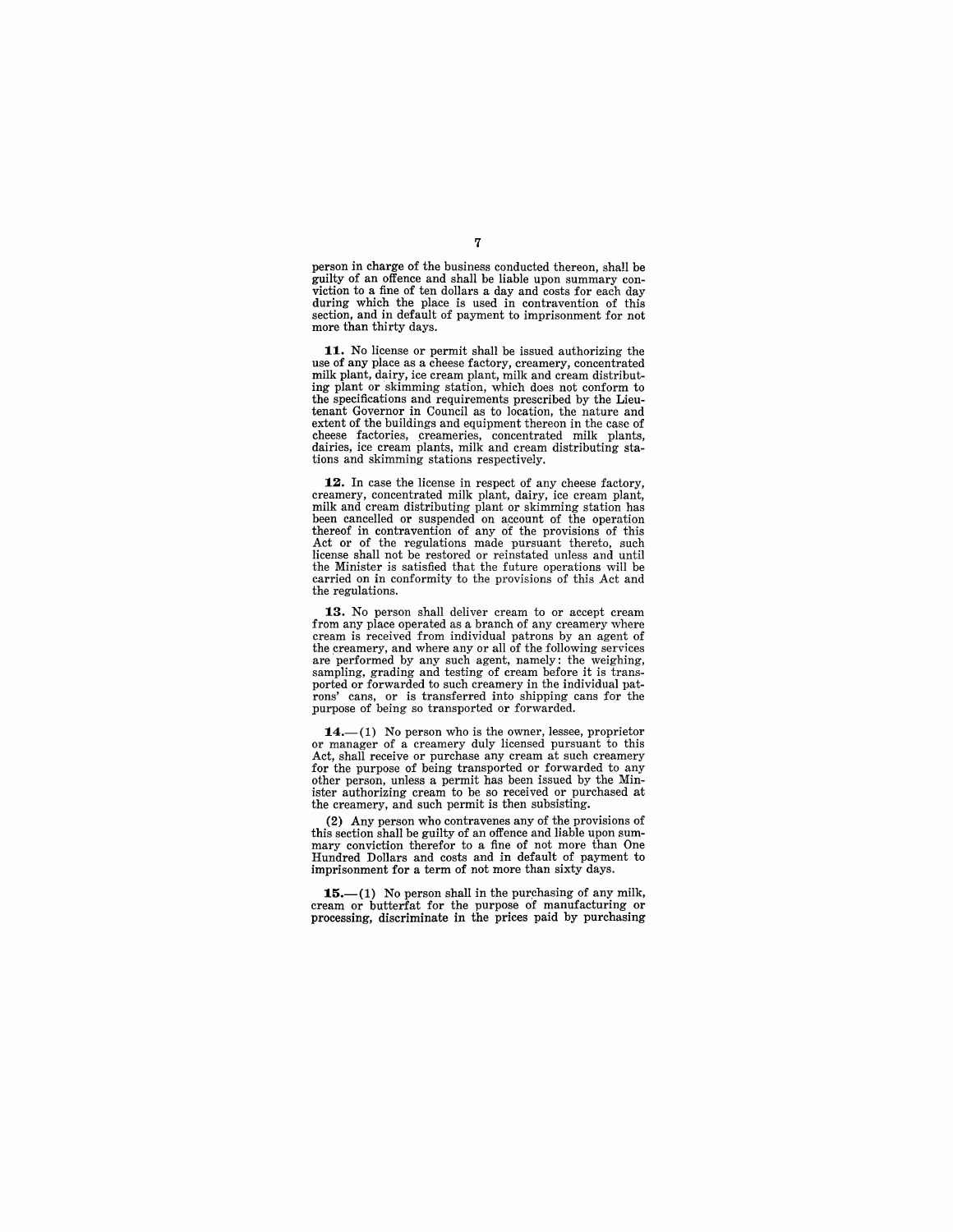person in charge of the business conducted thereon, shall be guilty of an offence and shall be liable upon summary conviction to a fine of ten dollars a day and costs for each day during which the place is used in contravention of this section, and in default of payment to imprisonment for not more than thirty days.

**11.** No license or permit shall be issued authorizing the use of any place as a cheese factory, creamery, concentrated milk plant, dairy, ice cream plant, milk and cream distributing plant or skimming station, which does not conform to the specifications and requirements prescribed by the Lieutenant Governor in Council as to location, the nature and extent of the buildings and equipment thereon in the case of cheese factories, creameries, concentrated milk plants, dairies, ice cream plants, milk and cream distributing stations and skimming stations respectively.

**12.** In case the license in respect of any cheese factory, creamery, concentrated milk plant, dairy, ice cream plant, milk and cream distributing plant or skimming station has been cancelled or suspended on account of the operation thereof in contravention of any of the provisions of this Act or of the regulations made pursuant thereto, such license shall not be restored or reinstated unless and until the Minister is satisfied that the future operations will be carried on in conformity to the provisions of this Act and the regulations.

**13.** No person shall deliver cream to or accept cream from any place operated as a branch of any creamery where cream is received from individual patrons by an agent of the creamery, and where any or all of the following services are performed by any such agent, namely: the weighing, sampling, grading and testing of cream before it is transported or forwarded to such creamery in the individual patrons' cans, or is transferred into shipping cans for the purpose of being so transported or forwarded.

**14.**—(1) No person who is the owner, lessee, proprietor or manager of a creamery duly licensed pursuant to this Act, shall receive or purchase any cream at such creamery for the purpose of being transported or forwarded to any other person, unless a permit has been issued by the Minister authorizing cream to be so received or purchased at the creamery, and such permit is then subsisting.

(2) Any person who contravenes any of the provisions of this section shall be guilty of an offence and liable upon summary conviction therefor to a fine of not more than One Hundred Dollars and costs and in default of payment to imprisonment for a term of not more than sixty days.

**15.**—(1) No person shall in the purchasing of any milk, cream or butterfat for the purpose of manufacturing or processing, discriminate in the prices paid by purchasing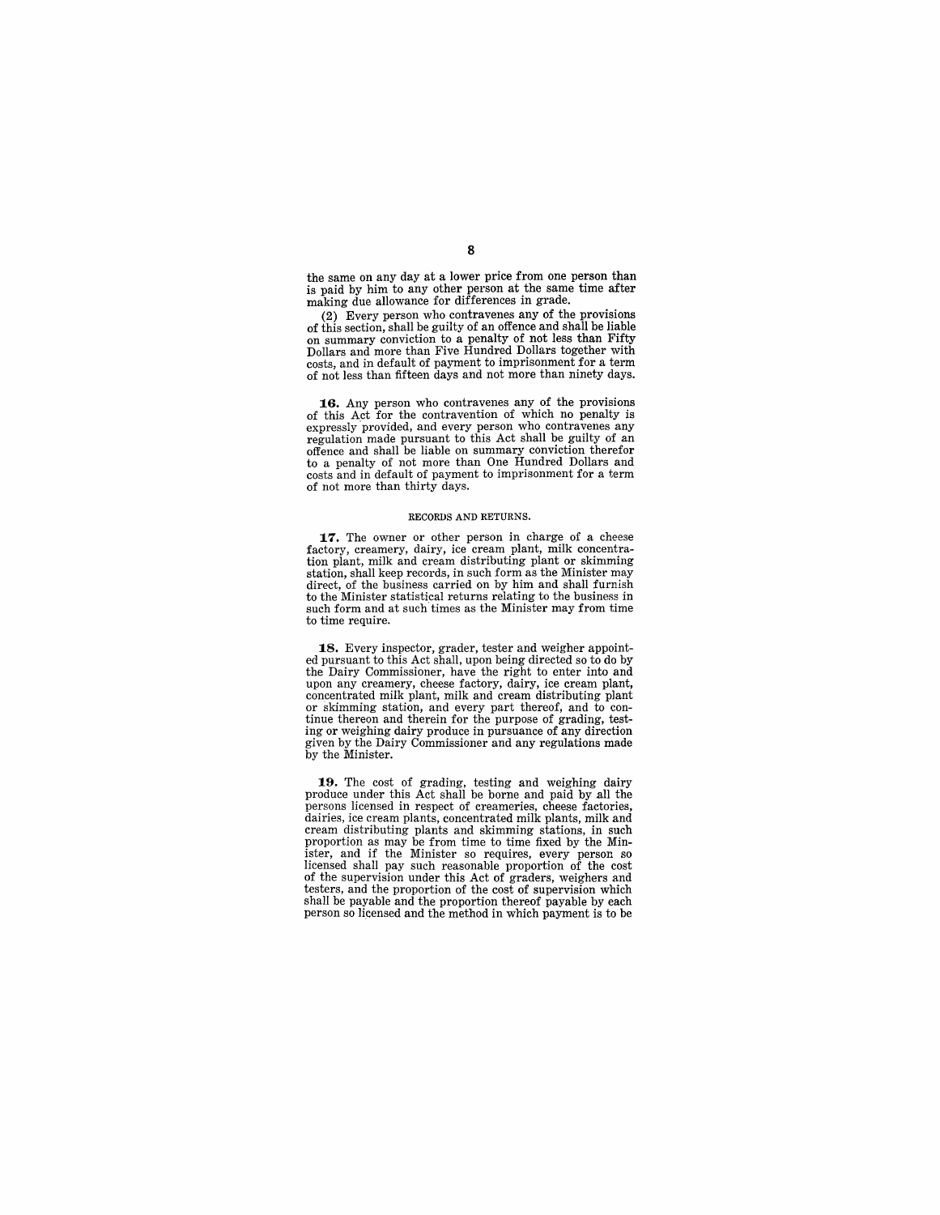the same on any day at a lower price from one person than is paid by him to any other person at the same time after making due allowance for differences in grade.

(2) Every person who contravenes any of the provisions of this section, shall be guilty of an offence and shall be liable on summary conviction to a penalty of not less than Fifty Dollars and more than Five Hundred Dollars together with costs, and in default of payment to imprisonment for a term of not less than fifteen days and not more than ninety days.

**16.** Any person who contravenes any of the provisions of this Act for the contravention of which no penalty is expressly provided, and every person who contravenes any regulation made pursuant to this Act shall be guilty of an offence and shall be liable on summary conviction therefor to a penalty of not more than One Hundred Dollars and costs and in default of payment to imprisonment for a term of not more than thirty days.

RECORDS AND RETURNS.

**17.** The owner or other person in charge of a cheese factory, creamery, dairy, ice cream plant, milk concentration plant, milk and cream distributing plant or skimming station, shall keep records, in such form as the Minister may direct, of the business carried on by him and shall furnish to the Minister statistical returns relating to the business in such form and at such times as the Minister may from time to time require.

**18.** Every inspector, grader, tester and weigher appointed pursuant to this Act shall, upon being directed so to do by the Dairy Commissioner, have the right to enter into and upon any creamery, cheese factory, dairy, ice cream plant, concentrated milk plant, milk and cream distributing plant or skimming station, and every part thereof, and to continue thereon and therein for the purpose of grading, testing or weighing dairy produce in pursuance of any direction given by the Dairy Commissioner and any regulations made by the Minister.

**19.** The cost of grading, testing and weighing dairy produce under this Act shall be borne and paid by all the persons licensed in respect of creameries, cheese factories, dairies, ice cream plants, concentrated milk plants, milk and cream distributing plants and skimming stations, in such proportion as may be from time to time fixed by the Minister, and if the Minister so requires, every person so licensed shall pay such reasonable proportion of the cost of the supervision under this Act of graders, weighers and testers, and the proportion of the cost of supervision which shall be payable and the proportion thereof payable by each person so licensed and the method in which payment is to be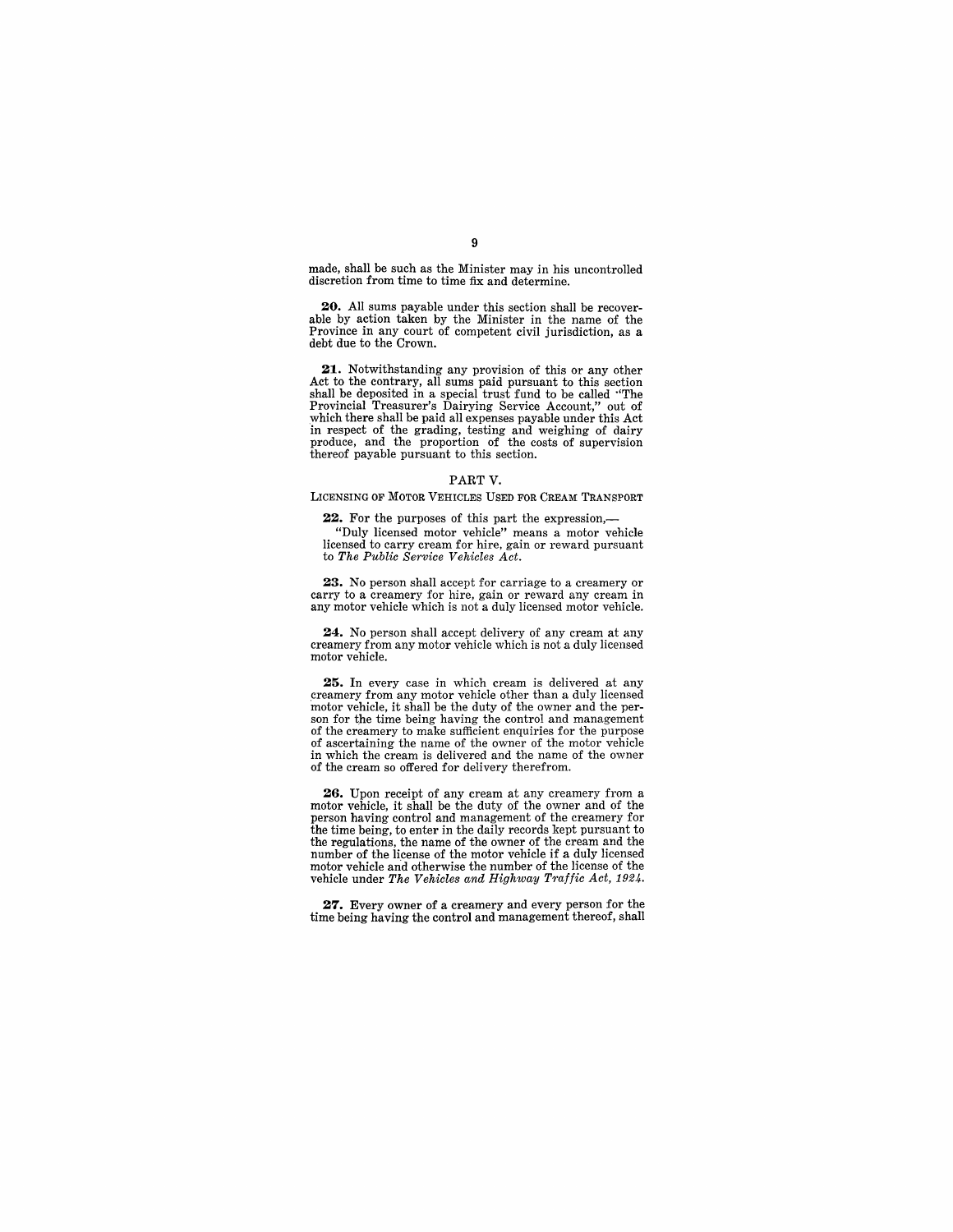made, shall be such as the Minister may in his uncontrolled discretion from time to time fix and determine.

**20.** All sums payable under this section shall be recoverable by action taken by the Minister in the name of the Province in any court of competent civil jurisdiction, as a debt due to the Crown.

**21.** Notwithstanding any provision of this or any other Act to the contrary, all sums paid pursuant to this section shall be deposited in a special trust fund to be called "The Provincial Treasurer's Dairying Service Account," out of which there shall be paid all expenses payable under this Act in respect of the grading, testing and weighing of dairy produce, and the proportion of the costs of supervision thereof payable pursuant to this section.

## PART V.

### LICENSING OF MOTOR VEHICLES USED FOR CREAM TRANSPORT

**22.** For the purposes of this part the expression,—

"Duly licensed motor vehicle" means a motor vehicle licensed to carry cream for hire, gain or reward pursuant to *The Public Service Vehicles Act*.

**23.** No person shall accept for carriage to a creamery or carry to a creamery for hire, gain or reward any cream in any motor vehicle which is not a duly licensed motor vehicle.

**24.** No person shall accept delivery of any cream at any creamery from any motor vehicle which is not a duly licensed motor vehicle.

**25.** In every case in which cream is delivered at any creamery from any motor vehicle other than a duly licensed motor vehicle, it shall be the duty of the owner and the person for the time being having the control and management of the creamery to make sufficient enquiries for the purpose of ascertaining the name of the owner of the motor vehicle in which the cream is delivered and the name of the owner of the cream so offered for delivery therefrom.

**26.** Upon receipt of any cream at any creamery from a motor vehicle, it shall be the duty of the owner and of the person having control and management of the creamery for the time being, to enter in the daily records kept pursuant to the regulations, the name of the owner of the cream and the number of the license of the motor vehicle if a duly licensed motor vehicle and otherwise the number of the license of the vehicle under *The Vehicles and Highway Traffic Act, 1924*.

**27.** Every owner of a creamery and every person for the time being having the control and management thereof, shall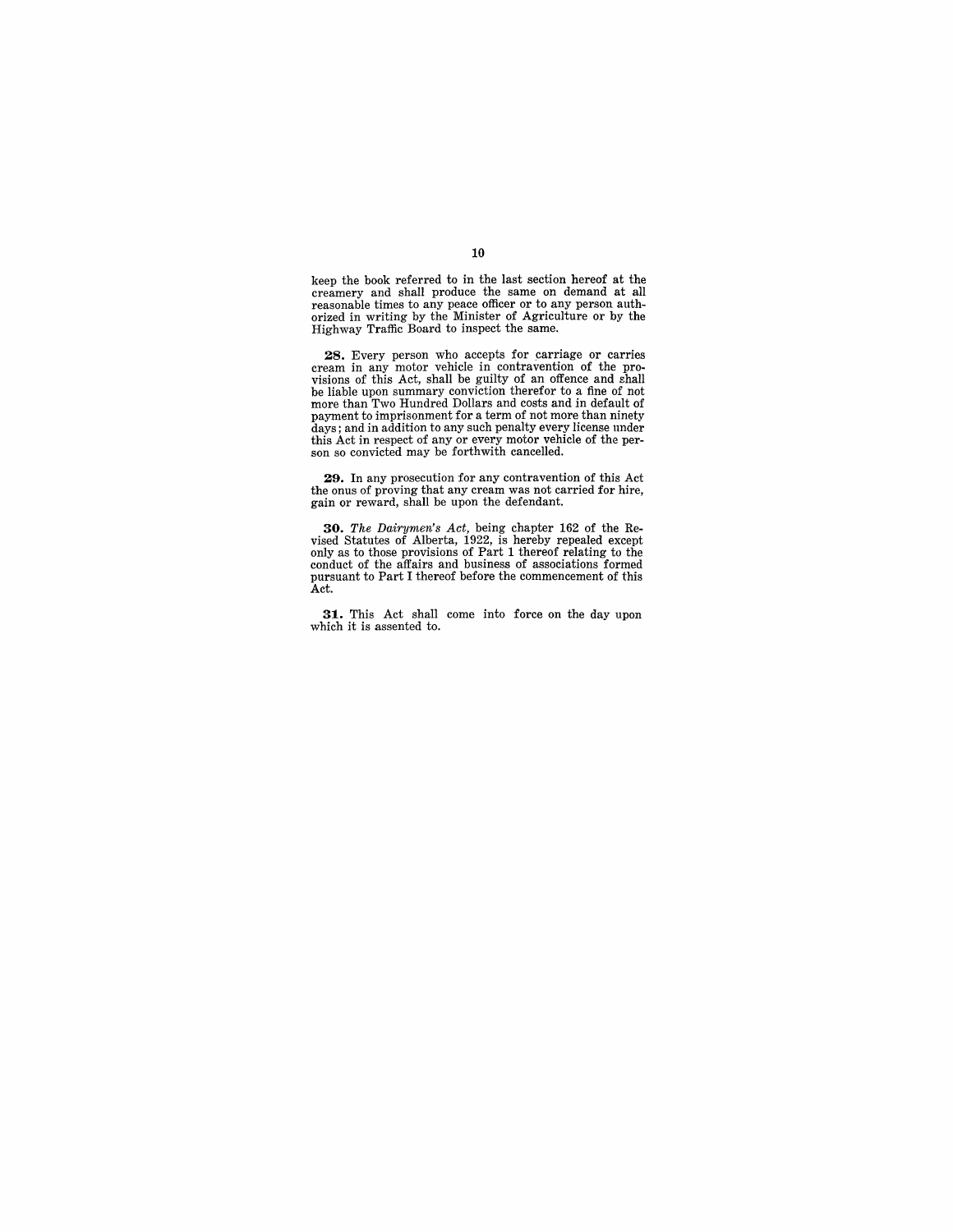keep the book referred to in the last section hereof at the creamery and shall produce the same on demand at all reasonable times to any peace officer or to any person authorized in writing by the Minister of Agriculture or by the Highway Traffic Board to inspect the same.

**28.** Every person who accepts for carriage or carries cream in any motor vehicle in contravention of the provisions of this Act, shall be guilty of an offence and shall be liable upon summary conviction therefor to a fine of not more than Two Hundred Dollars and costs and in default of payment to imprisonment for a term of not more than ninety days; and in addition to any such penalty every license under this Act in respect of any or every motor vehicle of the person so convicted may be forthwith cancelled.

**29.** In any prosecution for any contravention of this Act the onus of proving that any cream was not carried for hire, gain or reward, shall be upon the defendant.

**30.** *The Dairymen's Act*, being chapter 162 of the Revised Statutes of Alberta, 1922, is hereby repealed except only as to those provisions of Part 1 thereof relating to the conduct of the affairs and business of associations formed pursuant to Part I thereof before the commencement of this Act.

**31.** This Act shall come into force on the day upon which it is assented to.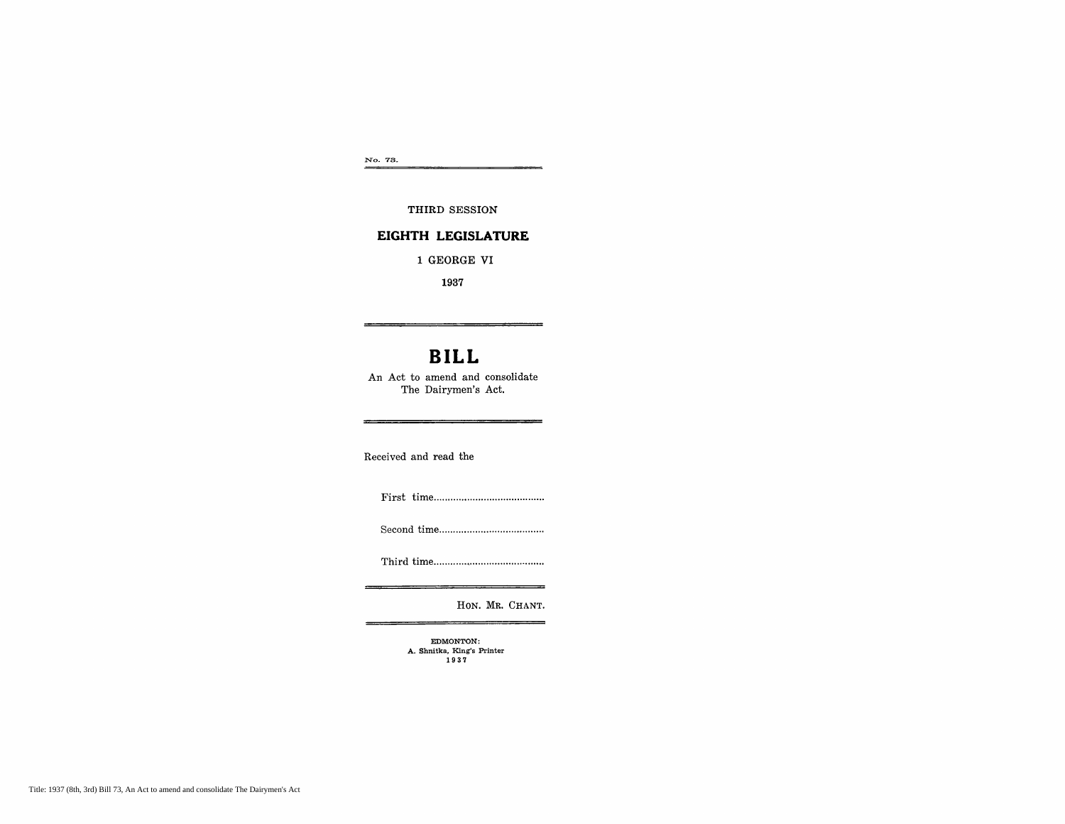No. 73.

THIRD SESSION

## EIGHTH LEGISLATURE

1 GEORGE VI

1937

# BILL

An Act to amend and consolidate The Dairymen's Act.

Received and read the

First time........................................

Second time......................................

Third time........................................

HON. MR. CHANT.

EDMONTON:
A. Shnitka, King's Printer
1937

Title: 1937 (8th, 3rd) Bill 73, An Act to amend and consolidate The Dairymen's Act